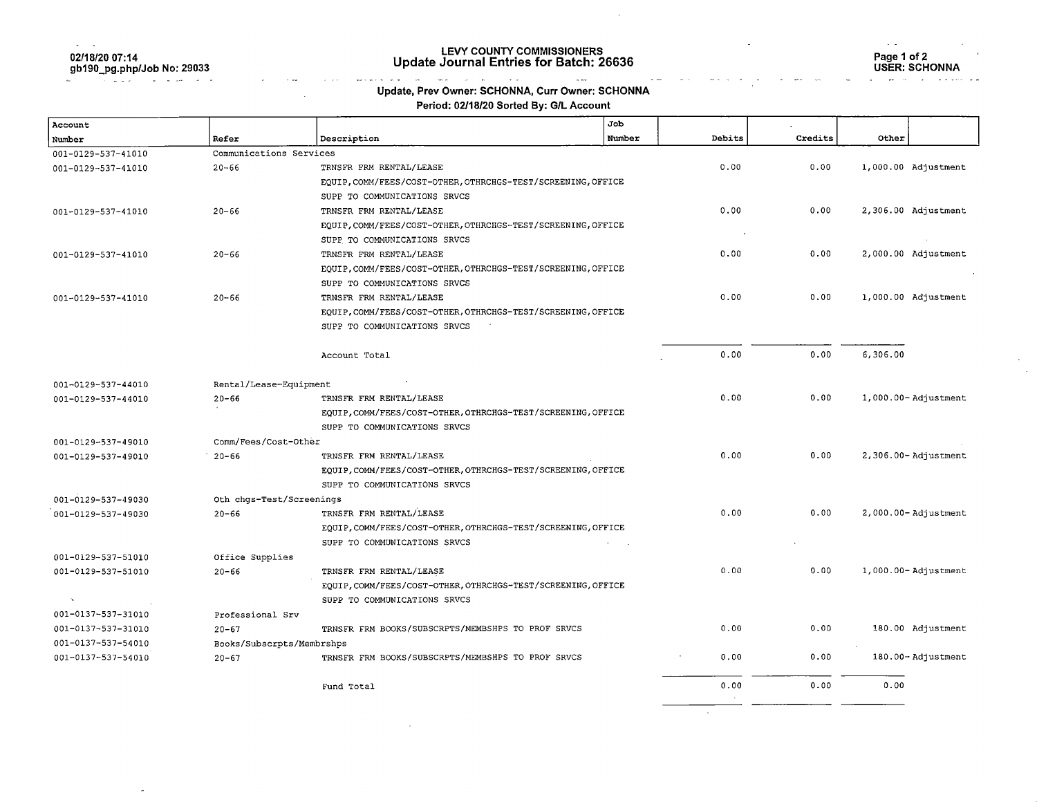# LEVY COUNTY COMMISSIONERS
## Update Journal Entries for Batch: 26636

02/18/20 07:14
gb190_pg.php/Job No: 29033

USER: SCHONNA

**Update, Prev Owner: SCHONNA, Curr Owner: SCHONNA**

**Period: 02/18/20 Sorted By: G/L Account**

| Account Number | Refer | Description | Job Number | Debits | Credits | Other | |
|---|---|---|---|---|---|---|---|
| 001-0129-537-41010 | Communications Services | | | | | | |
| 001-0129-537-41010 | 20-66 | TRNSFR FRM RENTAL/LEASE EQUIP,COMM/FEES/COST-OTHER,OTHRCHGS-TEST/SCREENING,OFFICE SUPP TO COMMUNICATIONS SRVCS | | 0.00 | 0.00 | 1,000.00 | Adjustment |
| 001-0129-537-41010 | 20-66 | TRNSFR FRM RENTAL/LEASE EQUIP,COMM/FEES/COST-OTHER,OTHRCHGS-TEST/SCREENING,OFFICE SUPP TO COMMUNICATIONS SRVCS | | 0.00 | 0.00 | 2,306.00 | Adjustment |
| 001-0129-537-41010 | 20-66 | TRNSFR FRM RENTAL/LEASE EQUIP,COMM/FEES/COST-OTHER,OTHRCHGS-TEST/SCREENING,OFFICE SUPP TO COMMUNICATIONS SRVCS | | 0.00 | 0.00 | 2,000.00 | Adjustment |
| 001-0129-537-41010 | 20-66 | TRNSFR FRM RENTAL/LEASE EQUIP,COMM/FEES/COST-OTHER,OTHRCHGS-TEST/SCREENING,OFFICE SUPP TO COMMUNICATIONS SRVCS | | 0.00 | 0.00 | 1,000.00 | Adjustment |
| | | Account Total | | 0.00 | 0.00 | 6,306.00 | |
| 001-0129-537-44010 | Rental/Lease-Equipment | | | | | | |
| 001-0129-537-44010 | 20-66 | TRNSFR FRM RENTAL/LEASE EQUIP,COMM/FEES/COST-OTHER,OTHRCHGS-TEST/SCREENING,OFFICE SUPP TO COMMUNICATIONS SRVCS | | 0.00 | 0.00 | 1,000.00- | Adjustment |
| 001-0129-537-49010 | Comm/Fees/Cost-Other | | | | | | |
| 001-0129-537-49010 | 20-66 | TRNSFR FRM RENTAL/LEASE EQUIP,COMM/FEES/COST-OTHER,OTHRCHGS-TEST/SCREENING,OFFICE SUPP TO COMMUNICATIONS SRVCS | | 0.00 | 0.00 | 2,306.00- | Adjustment |
| 001-0129-537-49030 | Oth chgs-Test/Screenings | | | | | | |
| 001-0129-537-49030 | 20-66 | TRNSFR FRM RENTAL/LEASE EQUIP,COMM/FEES/COST-OTHER,OTHRCHGS-TEST/SCREENING,OFFICE SUPP TO COMMUNICATIONS SRVCS | | 0.00 | 0.00 | 2,000.00- | Adjustment |
| 001-0129-537-51010 | Office Supplies | | | | | | |
| 001-0129-537-51010 | 20-66 | TRNSFR FRM RENTAL/LEASE EQUIP,COMM/FEES/COST-OTHER,OTHRCHGS-TEST/SCREENING,OFFICE SUPP TO COMMUNICATIONS SRVCS | | 0.00 | 0.00 | 1,000.00- | Adjustment |
| 001-0137-537-31010 | Professional Srv | | | | | | |
| 001-0137-537-31010 | 20-67 | TRNSFR FRM BOOKS/SUBSCRPTS/MEMBSHPS TO PROF SRVCS | | 0.00 | 0.00 | 180.00 | Adjustment |
| 001-0137-537-54010 | Books/Subscrpts/Membrshps | | | | | | |
| 001-0137-537-54010 | 20-67 | TRNSFR FRM BOOKS/SUBSCRPTS/MEMBSHPS TO PROF SRVCS | | 0.00 | 0.00 | 180.00- | Adjustment |
| | | Fund Total | | 0.00 | 0.00 | 0.00 | |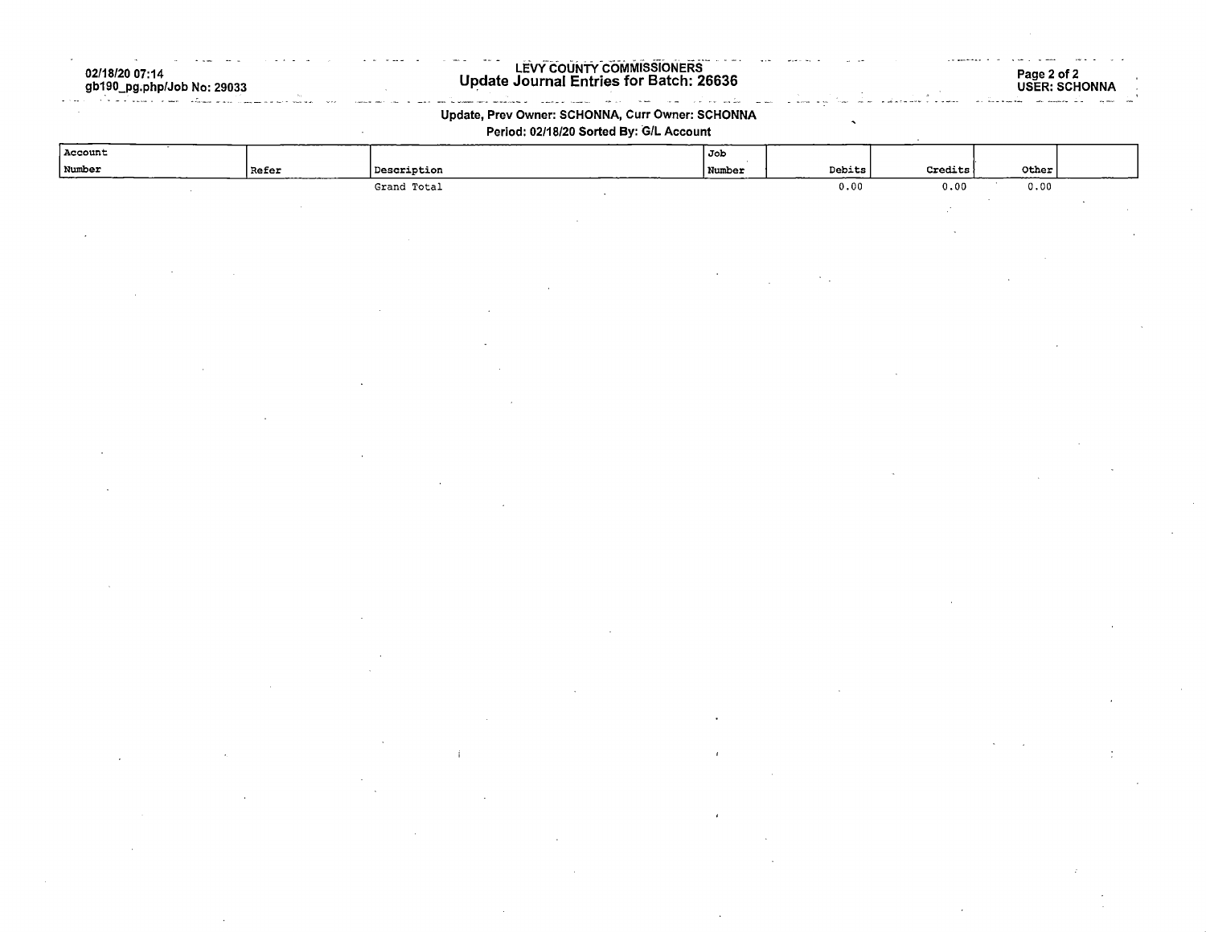# LEVY COUNTY COMMISSIONERS
## Update Journal Entries for Batch: 26636

02/18/20 07:14
gb190_pg.php/Job No: 29033

USER: SCHONNA

**Update, Prev Owner: SCHONNA, Curr Owner: SCHONNA**

**Period: 02/18/20 Sorted By: G/L Account**

| Account Number | Refer | Description | Job Number | Debits | Credits | Other | |
|---|---|---|---|---|---|---|---|
| | | Grand Total | | 0.00 | 0.00 | 0.00 | |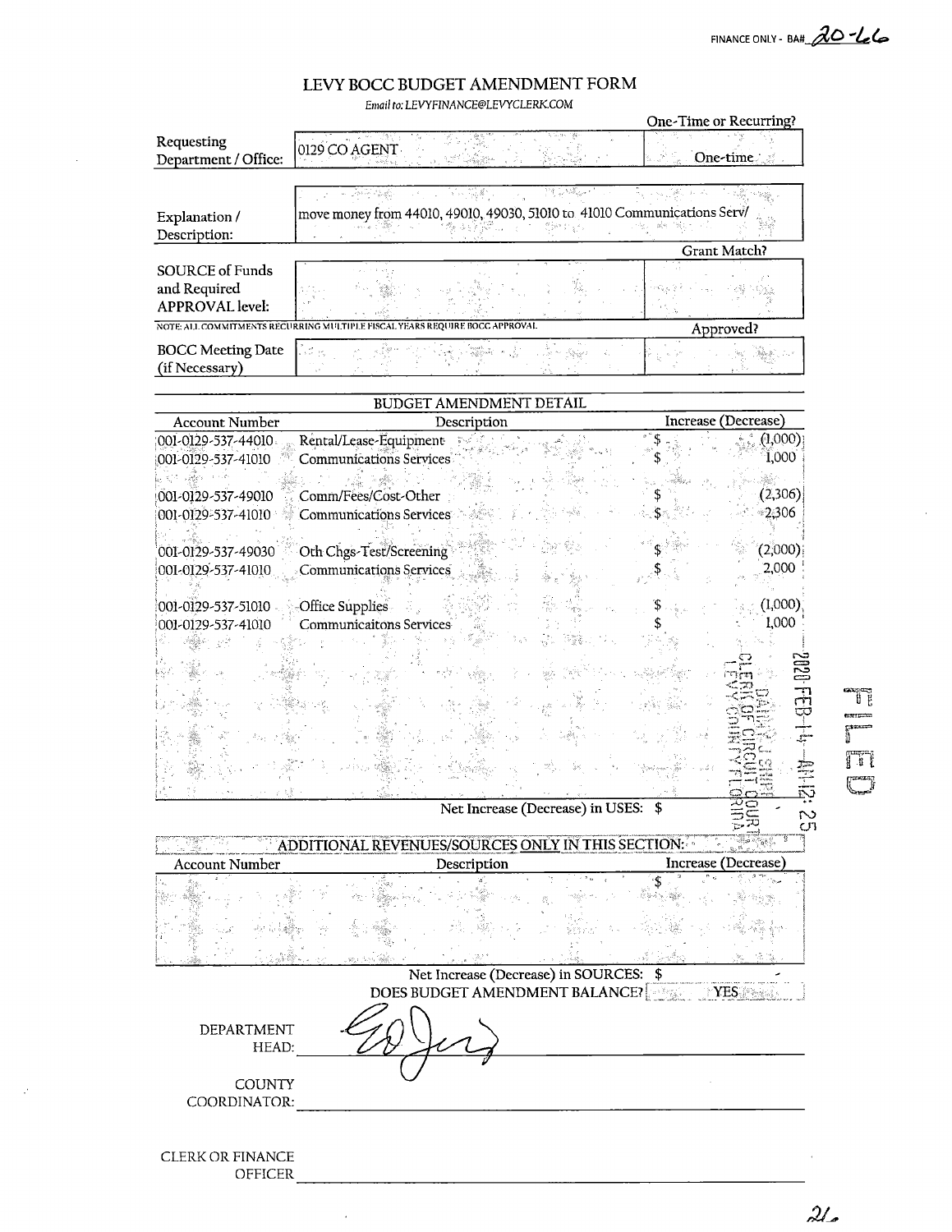FINANCE ONLY - BA# 20-66

# LEVY BOCC BUDGET AMENDMENT FORM

*Email to: LEVYFINANCE@LEVYCLERK.COM*

| | | One-Time or Recurring? |
|---|---|---|
| Requesting Department / Office: | 0129 CO AGENT | One-time |
| Explanation / Description: | move money from 44010, 49010, 49030, 51010 to 41010 Communications Serv/ | |
| | | Grant Match? |
| SOURCE of Funds and Required APPROVAL level: | | |

NOTE: ALL COMMITMENTS RECURRING MULTIPLE FISCAL YEARS REQUIRE BOCC APPROVAL

| | | Approved? |
|---|---|---|
| BOCC Meeting Date (if Necessary) | | |

## BUDGET AMENDMENT DETAIL

| Account Number | Description | Increase (Decrease) |
|---|---|---|
| 001-0129-537-44010 | Rental/Lease-Equipment | $ (1,000) |
| 001-0129-537-41010 | Communications Services | $ 1,000 |
| | | |
| 001-0129-537-49010 | Comm/Fees/Cost-Other | $ (2,306) |
| 001-0129-537-41010 | Communications Services | $ 2,306 |
| | | |
| 001-0129-537-49030 | Oth Chgs-Test/Screening | $ (2,000) |
| 001-0129-537-41010 | Communications Services | $ 2,000 |
| | | |
| 001-0129-537-51010 | Office Supplies | $ (1,000) |
| 001-0129-537-41010 | Communicaitons Services | $ 1,000 |
| | Net Increase (Decrease) in USES: | $ - |

2020 FEB 14 AM 12: 25
DANNY J SHIPP
CLERK OF CIRCUIT COURT
LEVY COUNTY FLORIDA

FILED

## ADDITIONAL REVENUES/SOURCES ONLY IN THIS SECTION:

| Account Number | Description | Increase (Decrease) |
|---|---|---|
| | | $ |
| | Net Increase (Decrease) in SOURCES: | $ - |

DOES BUDGET AMENDMENT BALANCE? YES

DEPARTMENT HEAD: [signature]

COUNTY COORDINATOR: ______________________

CLERK OR FINANCE OFFICER ______________________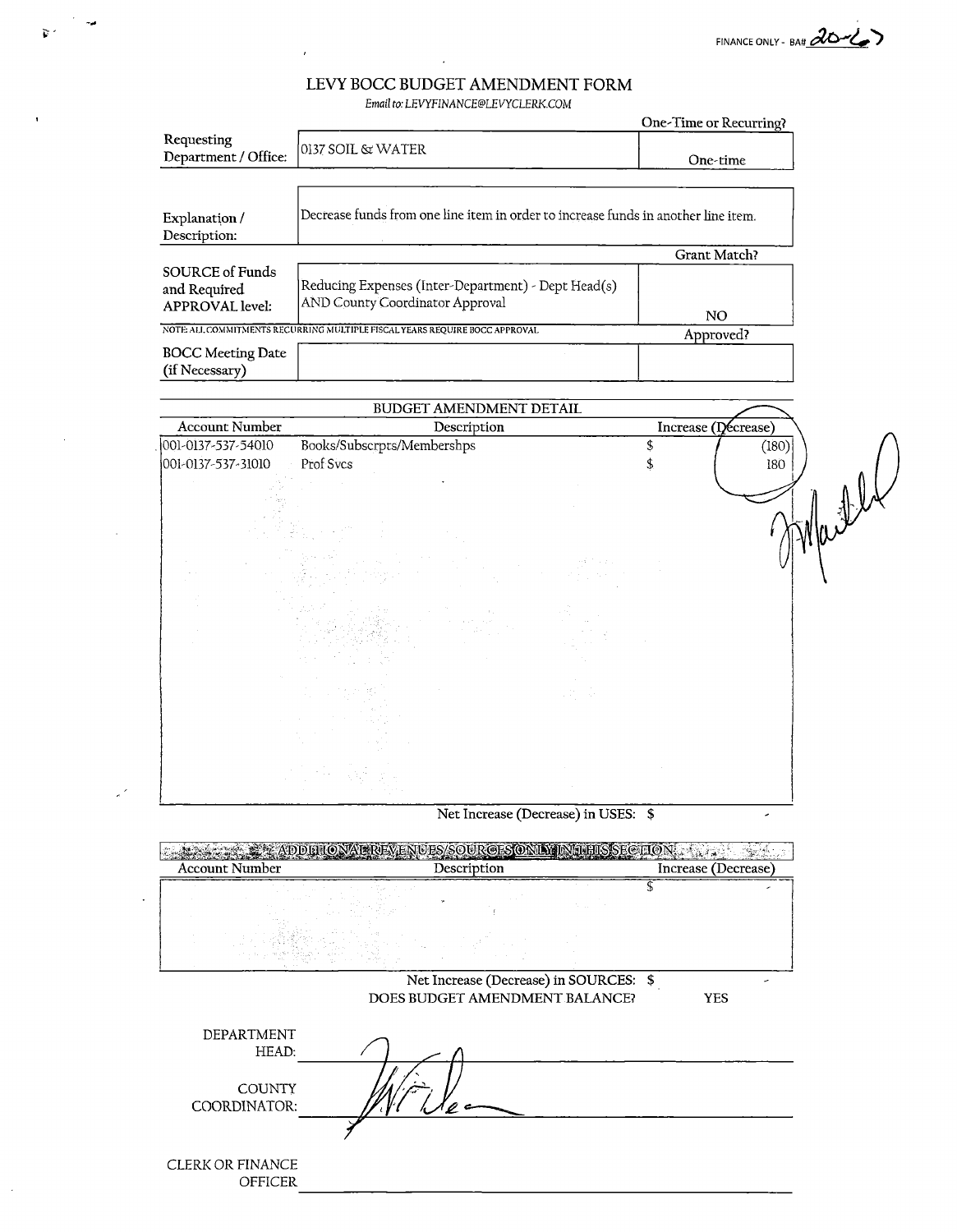FINANCE ONLY - BA# 20-6?

# LEVY BOCC BUDGET AMENDMENT FORM

*Email to: LEVYFINANCE@LEVYCLERK.COM*

| | | One-Time or Recurring? |
|---|---|---|
| Requesting Department / Office: | 0137 SOIL & WATER | One-time |

| | |
|---|---|
| Explanation / Description: | Decrease funds from one line item in order to increase funds in another line item. |

| | | Grant Match? |
|---|---|---|
| SOURCE of Funds and Required APPROVAL level: | Reducing Expenses (Inter-Department) - Dept Head(s) AND County Coordinator Approval | NO |

NOTE: ALL COMMITMENTS RECURRING MULTIPLE FISCAL YEARS REQUIRE BOCC APPROVAL

| | | Approved? |
|---|---|---|
| BOCC Meeting Date (if Necessary) | | |

## BUDGET AMENDMENT DETAIL

| Account Number | Description | Increase (Decrease) |
|---|---|---|
| 001-0137-537-54010 | Books/Subscrpts/Membershps | $ (180) |
| 001-0137-537-31010 | Prof Svcs | $ 180 |

Net Increase (Decrease) in USES: $ -

## ADDITIONAL REVENUES/SOURCES ONLY IN THIS SECTION

| Account Number | Description | Increase (Decrease) |
|---|---|---|
| | | $ - |

Net Increase (Decrease) in SOURCES: $ -

DOES BUDGET AMENDMENT BALANCE? YES

DEPARTMENT HEAD: [signature]

COUNTY COORDINATOR: [signature]

CLERK OR FINANCE OFFICER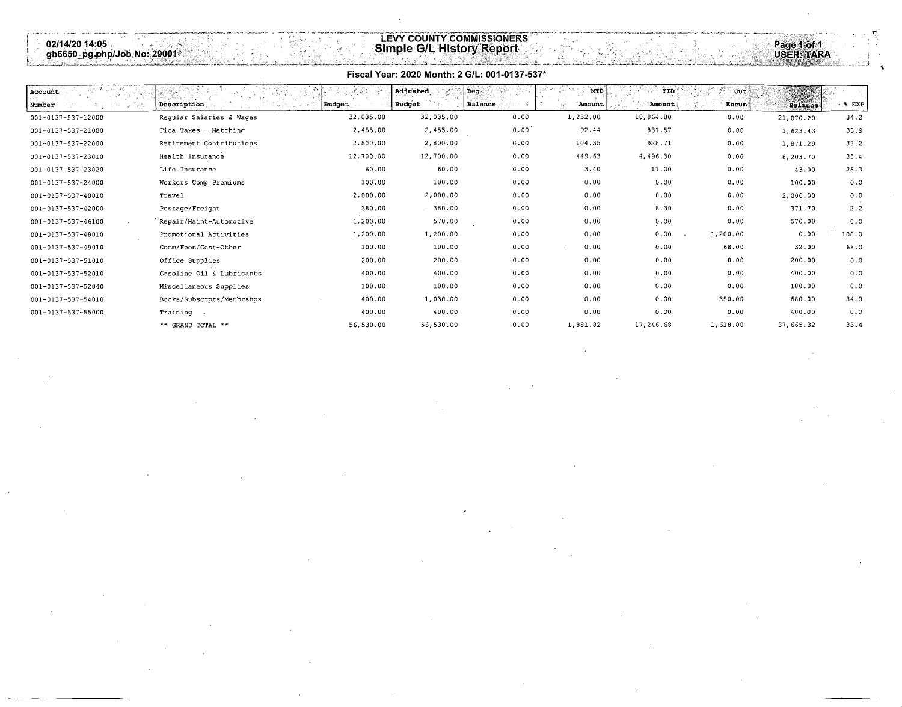# LEVY COUNTY COMMISSIONERS
## Simple G/L History Report

02/14/20 14:05
gb6650_pg.php/Job No: 29001

USER: TARA

**Fiscal Year: 2020 Month: 2 G/L: 001-0137-537***

| Account Number | Description | Budget | Adjusted Budget | Beg Balance | MTD Amount | YTD Amount | Out Encum | Balance | % EXP |
|---|---|---|---|---|---|---|---|---|---|
| 001-0137-537-12000 | Regular Salaries & Wages | 32,035.00 | 32,035.00 | 0.00 | 1,232.00 | 10,964.80 | 0.00 | 21,070.20 | 34.2 |
| 001-0137-537-21000 | Fica Taxes - Matching | 2,455.00 | 2,455.00 | 0.00 | 92.44 | 831.57 | 0.00 | 1,623.43 | 33.9 |
| 001-0137-537-22000 | Retirement Contributions | 2,800.00 | 2,800.00 | 0.00 | 104.35 | 928.71 | 0.00 | 1,871.29 | 33.2 |
| 001-0137-537-23010 | Health Insurance | 12,700.00 | 12,700.00 | 0.00 | 449.63 | 4,496.30 | 0.00 | 8,203.70 | 35.4 |
| 001-0137-537-23020 | Life Insurance | 60.00 | 60.00 | 0.00 | 3.40 | 17.00 | 0.00 | 43.00 | 28.3 |
| 001-0137-537-24000 | Workers Comp Premiums | 100.00 | 100.00 | 0.00 | 0.00 | 0.00 | 0.00 | 100.00 | 0.0 |
| 001-0137-537-40010 | Travel | 2,000.00 | 2,000.00 | 0.00 | 0.00 | 0.00 | 0.00 | 2,000.00 | 0.0 |
| 001-0137-537-42000 | Postage/Freight | 380.00 | 380.00 | 0.00 | 0.00 | 8.30 | 0.00 | 371.70 | 2.2 |
| 001-0137-537-46100 | Repair/Maint-Automotive | 1,200.00 | 570.00 | 0.00 | 0.00 | 0.00 | 0.00 | 570.00 | 0.0 |
| 001-0137-537-48010 | Promotional Activities | 1,200.00 | 1,200.00 | 0.00 | 0.00 | 0.00 | 1,200.00 | 0.00 | 100.0 |
| 001-0137-537-49010 | Comm/Fees/Cost-Other | 100.00 | 100.00 | 0.00 | 0.00 | 0.00 | 68.00 | 32.00 | 68.0 |
| 001-0137-537-51010 | Office Supplies | 200.00 | 200.00 | 0.00 | 0.00 | 0.00 | 0.00 | 200.00 | 0.0 |
| 001-0137-537-52010 | Gasoline Oil & Lubricants | 400.00 | 400.00 | 0.00 | 0.00 | 0.00 | 0.00 | 400.00 | 0.0 |
| 001-0137-537-52040 | Miscellaneous Supplies | 100.00 | 100.00 | 0.00 | 0.00 | 0.00 | 0.00 | 100.00 | 0.0 |
| 001-0137-537-54010 | Books/Subscrpts/Membrshps | 400.00 | 1,030.00 | 0.00 | 0.00 | 0.00 | 350.00 | 680.00 | 34.0 |
| 001-0137-537-55000 | Training | 400.00 | 400.00 | 0.00 | 0.00 | 0.00 | 0.00 | 400.00 | 0.0 |
| | ** GRAND TOTAL ** | 56,530.00 | 56,530.00 | 0.00 | 1,881.82 | 17,246.68 | 1,618.00 | 37,665.32 | 33.4 |